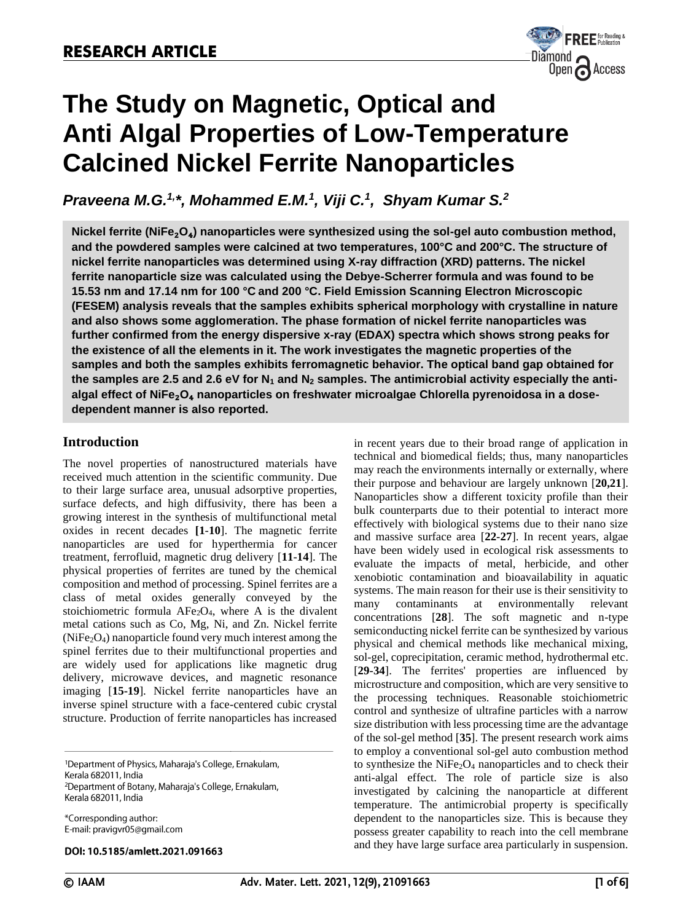RESEARCH ARTICLE

# The Study on Magnetic, Optical and Anti Algal Properties of Low-Temperature Calcined Nickel Ferrite Nanoparticles

***Praveena M.G.[1,*], Mohammed E.M.[1], Viji C.[1], Shyam Kumar S.[2]***

**Nickel ferrite ($NiFe_2O_4$) nanoparticles were synthesized using the sol-gel auto combustion method, and the powdered samples were calcined at two temperatures, 100°C and 200°C. The structure of nickel ferrite nanoparticles was determined using X-ray diffraction (XRD) patterns. The nickel ferrite nanoparticle size was calculated using the Debye-Scherrer formula and was found to be 15.53 nm and 17.14 nm for 100 °C and 200 °C. Field Emission Scanning Electron Microscopic (FESEM) analysis reveals that the samples exhibits spherical morphology with crystalline in nature and also shows some agglomeration. The phase formation of nickel ferrite nanoparticles was further confirmed from the energy dispersive x-ray (EDAX) spectra which shows strong peaks for the existence of all the elements in it. The work investigates the magnetic properties of the samples and both the samples exhibits ferromagnetic behavior. The optical band gap obtained for the samples are 2.5 and 2.6 eV for $N_1$ and $N_2$ samples. The antimicrobial activity especially the anti-algal effect of $NiFe_2O_4$ nanoparticles on freshwater microalgae Chlorella pyrenoidosa in a dose-dependent manner is also reported.**

## Introduction

The novel properties of nanostructured materials have received much attention in the scientific community. Due to their large surface area, unusual adsorptive properties, surface defects, and high diffusivity, there has been a growing interest in the synthesis of multifunctional metal oxides in recent decades **[1-10]**. The magnetic ferrite nanoparticles are used for hyperthermia for cancer treatment, ferrofluid, magnetic drug delivery [**11-14**]. The physical properties of ferrites are tuned by the chemical composition and method of processing. Spinel ferrites are a class of metal oxides generally conveyed by the stoichiometric formula $AFe_2O_4$, where A is the divalent metal cations such as Co, Mg, Ni, and Zn. Nickel ferrite ($NiFe_2O_4$) nanoparticle found very much interest among the spinel ferrites due to their multifunctional properties and are widely used for applications like magnetic drug delivery, microwave devices, and magnetic resonance imaging [**15-19**]. Nickel ferrite nanoparticles have an inverse spinel structure with a face-centered cubic crystal structure. Production of ferrite nanoparticles has increased in recent years due to their broad range of application in technical and biomedical fields; thus, many nanoparticles may reach the environments internally or externally, where their purpose and behaviour are largely unknown [**20,21**]. Nanoparticles show a different toxicity profile than their bulk counterparts due to their potential to interact more effectively with biological systems due to their nano size and massive surface area [**22-27**]. In recent years, algae have been widely used in ecological risk assessments to evaluate the impacts of metal, herbicide, and other xenobiotic contamination and bioavailability in aquatic systems. The main reason for their use is their sensitivity to many contaminants at environmentally relevant concentrations [**28**]. The soft magnetic and n-type semiconducting nickel ferrite can be synthesized by various physical and chemical methods like mechanical mixing, sol-gel, coprecipitation, ceramic method, hydrothermal etc. [**29-34**]. The ferrites' properties are influenced by microstructure and composition, which are very sensitive to the processing techniques. Reasonable stoichiometric control and synthesize of ultrafine particles with a narrow size distribution with less processing time are the advantage of the sol-gel method [**35**]. The present research work aims to employ a conventional sol-gel auto combustion method to synthesize the $NiFe_2O_4$ nanoparticles and to check their anti-algal effect. The role of particle size is also investigated by calcining the nanoparticle at different temperature. The antimicrobial property is specifically dependent to the nanoparticles size. This is because they possess greater capability to reach into the cell membrane and they have large surface area particularly in suspension.

[1]Department of Physics, Maharaja's College, Ernakulam, Kerala 682011, India
[2]Department of Botany, Maharaja's College, Ernakulam, Kerala 682011, India

*Corresponding author:
E-mail: pravigvr05@gmail.com

DOI: 10.5185/amlett.2021.091663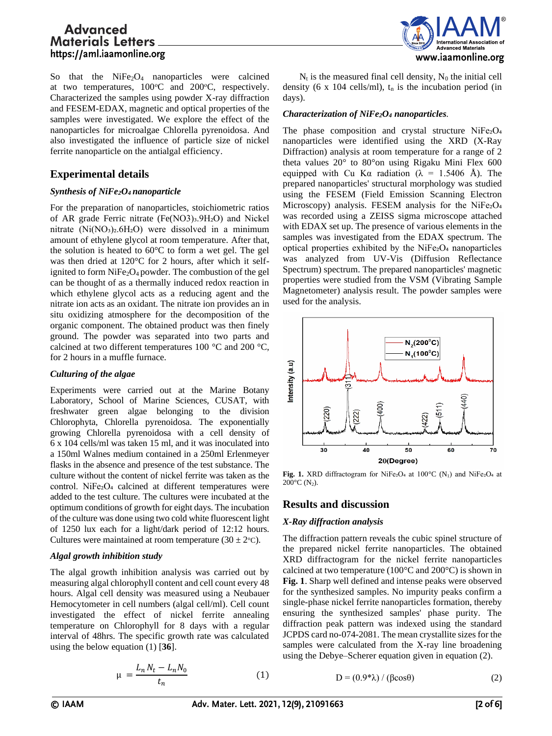So that the $NiFe_2O_4$ nanoparticles were calcined at two temperatures, 100°C and 200°C, respectively. Characterized the samples using powder X-ray diffraction and FESEM-EDAX, magnetic and optical properties of the samples were investigated. We explore the effect of the nanoparticles for microalgae Chlorella pyrenoidosa. And also investigated the influence of particle size of nickel ferrite nanoparticle on the antialgal efficiency.

## Experimental details

### *Synthesis of $NiFe_2O_4$ nanoparticle*

For the preparation of nanoparticles, stoichiometric ratios of AR grade Ferric nitrate ($Fe(NO3)_3.9H_2O$) and Nickel nitrate ($Ni(NO_3)_2.6H_2O$) were dissolved in a minimum amount of ethylene glycol at room temperature. After that, the solution is heated to 60°C to form a wet gel. The gel was then dried at 120°C for 2 hours, after which it self-ignited to form $NiFe_2O_4$ powder. The combustion of the gel can be thought of as a thermally induced redox reaction in which ethylene glycol acts as a reducing agent and the nitrate ion acts as an oxidant. The nitrate ion provides an in situ oxidizing atmosphere for the decomposition of the organic component. The obtained product was then finely ground. The powder was separated into two parts and calcined at two different temperatures 100 °C and 200 °C, for 2 hours in a muffle furnace.

### *Culturing of the algae*

Experiments were carried out at the Marine Botany Laboratory, School of Marine Sciences, CUSAT, with freshwater green algae belonging to the division Chlorophyta, Chlorella pyrenoidosa. The exponentially growing Chlorella pyrenoidosa with a cell density of 6 x 104 cells/ml was taken 15 ml, and it was inoculated into a 150ml Walnes medium contained in a 250ml Erlenmeyer flasks in the absence and presence of the test substance. The culture without the content of nickel ferrite was taken as the control. $NiFe_2O_4$ calcined at different temperatures were added to the test culture. The cultures were incubated at the optimum conditions of growth for eight days. The incubation of the culture was done using two cold white fluorescent light of 1250 lux each for a light/dark period of 12:12 hours. Cultures were maintained at room temperature (30 ± 2°C).

### *Algal growth inhibition study*

The algal growth inhibition analysis was carried out by measuring algal chlorophyll content and cell count every 48 hours. Algal cell density was measured using a Neubauer Hemocytometer in cell numbers (algal cell/ml). Cell count investigated the effect of nickel ferrite annealing temperature on Chlorophyll for 8 days with a regular interval of 48hrs. The specific growth rate was calculated using the below equation (1) [**36**].

$$\mu = \frac{L_n N_t - L_n N_0}{t_n} \qquad (1)$$

$N_t$ is the measured final cell density, $N_0$ the initial cell density (6 x 104 cells/ml), $t_n$ is the incubation period (in days).

### *Characterization of $NiFe_2O_4$ nanoparticles.*

The phase composition and crystal structure $NiFe_2O_4$ nanoparticles were identified using the XRD (X-Ray Diffraction) analysis at room temperature for a range of 2 theta values 20° to 80°on using Rigaku Mini Flex 600 equipped with Cu Kα radiation (λ = 1.5406 Å). The prepared nanoparticles' structural morphology was studied using the FESEM (Field Emission Scanning Electron Microscopy) analysis. FESEM analysis for the $NiFe_2O_4$ was recorded using a ZEISS sigma microscope attached with EDAX set up. The presence of various elements in the samples was investigated from the EDAX spectrum. The optical properties exhibited by the $NiFe_2O_4$ nanoparticles was analyzed from UV-Vis (Diffusion Reflectance Spectrum) spectrum. The prepared nanoparticles' magnetic properties were studied from the VSM (Vibrating Sample Magnetometer) analysis result. The powder samples were used for the analysis.

**Fig. 1.** XRD diffractogram for $NiFe_2O_4$ at 100°C ($N_1$) and $NiFe_2O_4$ at 200°C ($N_2$).

## Results and discussion

### *X-Ray diffraction analysis*

The diffraction pattern reveals the cubic spinel structure of the prepared nickel ferrite nanoparticles. The obtained XRD diffractogram for the nickel ferrite nanoparticles calcined at two temperature (100°C and 200°C) is shown in **Fig. 1**. Sharp well defined and intense peaks were observed for the synthesized samples. No impurity peaks confirm a single-phase nickel ferrite nanoparticles formation, thereby ensuring the synthesized samples' phase purity. The diffraction peak pattern was indexed using the standard JCPDS card no-074-2081. The mean crystallite sizes for the samples were calculated from the X-ray line broadening using the Debye–Scherer equation given in equation (2).

$$D = (0.9*\lambda) / (\beta\cos\theta) \qquad (2)$$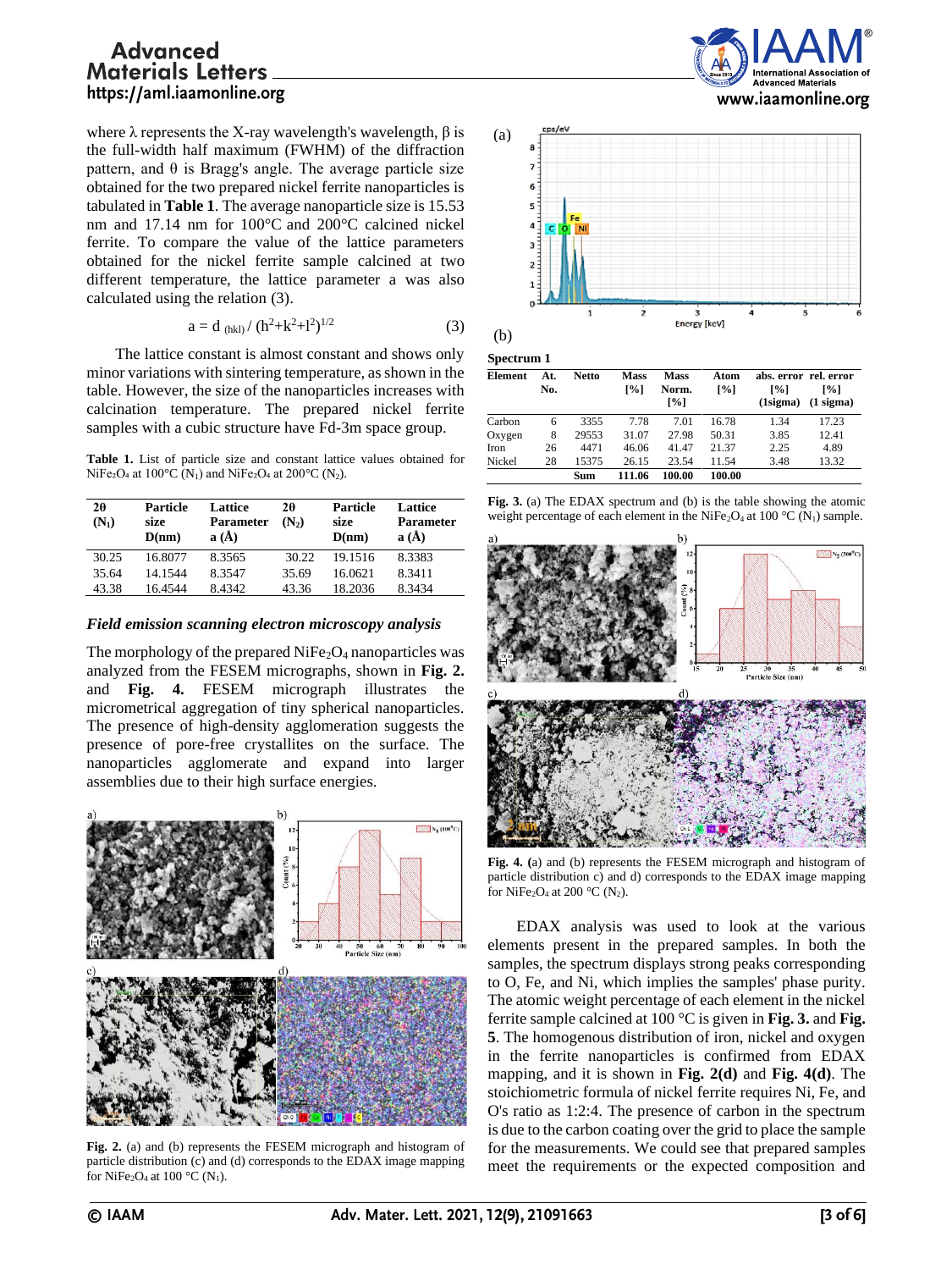where λ represents the X-ray wavelength's wavelength, β is the full-width half maximum (FWHM) of the diffraction pattern, and θ is Bragg's angle. The average particle size obtained for the two prepared nickel ferrite nanoparticles is tabulated in **Table 1**. The average nanoparticle size is 15.53 nm and 17.14 nm for 100°C and 200°C calcined nickel ferrite. To compare the value of the lattice parameters obtained for the nickel ferrite sample calcined at two different temperature, the lattice parameter a was also calculated using the relation (3).

$$a = d_{(hkl)} / (h^2+k^2+l^2)^{1/2} \quad (3)$$

The lattice constant is almost constant and shows only minor variations with sintering temperature, as shown in the table. However, the size of the nanoparticles increases with calcination temperature. The prepared nickel ferrite samples with a cubic structure have Fd-3m space group.

**Table 1.** List of particle size and constant lattice values obtained for $NiFe_2O_4$ at 100°C ($N_1$) and $NiFe_2O_4$ at 200°C ($N_2$).

| 2θ ($N_1$) | Particle size D(nm) | Lattice Parameter a (Å) | 2θ ($N_2$) | Particle size D(nm) | Lattice Parameter a (Å) |
|---|---|---|---|---|---|
| 30.25 | 16.8077 | 8.3565 | 30.22 | 19.1516 | 8.3383 |
| 35.64 | 14.1544 | 8.3547 | 35.69 | 16.0621 | 8.3411 |
| 43.38 | 16.4544 | 8.4342 | 43.36 | 18.2036 | 8.3434 |

### *Field emission scanning electron microscopy analysis*

The morphology of the prepared $NiFe_2O_4$ nanoparticles was analyzed from the FESEM micrographs, shown in **Fig. 2.** and **Fig. 4.** FESEM micrograph illustrates the micrometrical aggregation of tiny spherical nanoparticles. The presence of high-density agglomeration suggests the presence of pore-free crystallites on the surface. The nanoparticles agglomerate and expand into larger assemblies due to their high surface energies.

**Fig. 2.** (a) and (b) represents the FESEM micrograph and histogram of particle distribution (c) and (d) corresponds to the EDAX image mapping for $NiFe_2O_4$ at 100 °C ($N_1$).

**Spectrum 1**

| Element | At. No. | Netto | Mass [%] | Mass Norm. [%] | Atom [%] | abs. error [%] (1sigma) | rel. error [%] (1 sigma) |
|---|---|---|---|---|---|---|---|
| Carbon | 6 | 3355 | 7.78 | 7.01 | 16.78 | 1.34 | 17.23 |
| Oxygen | 8 | 29553 | 31.07 | 27.98 | 50.31 | 3.85 | 12.41 |
| Iron | 26 | 4471 | 46.06 | 41.47 | 21.37 | 2.25 | 4.89 |
| Nickel | 28 | 15375 | 26.15 | 23.54 | 11.54 | 3.48 | 13.32 |
| | | Sum | 111.06 | 100.00 | 100.00 | | |

**Fig. 3.** (a) The EDAX spectrum and (b) is the table showing the atomic weight percentage of each element in the $NiFe_2O_4$ at 100 °C ($N_1$) sample.

**Fig. 4.** (a) and (b) represents the FESEM micrograph and histogram of particle distribution c) and d) corresponds to the EDAX image mapping for $NiFe_2O_4$ at 200 °C ($N_2$).

EDAX analysis was used to look at the various elements present in the prepared samples. In both the samples, the spectrum displays strong peaks corresponding to O, Fe, and Ni, which implies the samples' phase purity. The atomic weight percentage of each element in the nickel ferrite sample calcined at 100 °C is given in **Fig. 3.** and **Fig. 5**. The homogenous distribution of iron, nickel and oxygen in the ferrite nanoparticles is confirmed from EDAX mapping, and it is shown in **Fig. 2(d)** and **Fig. 4(d)**. The stoichiometric formula of nickel ferrite requires Ni, Fe, and O's ratio as 1:2:4. The presence of carbon in the spectrum is due to the carbon coating over the grid to place the sample for the measurements. We could see that prepared samples meet the requirements or the expected composition and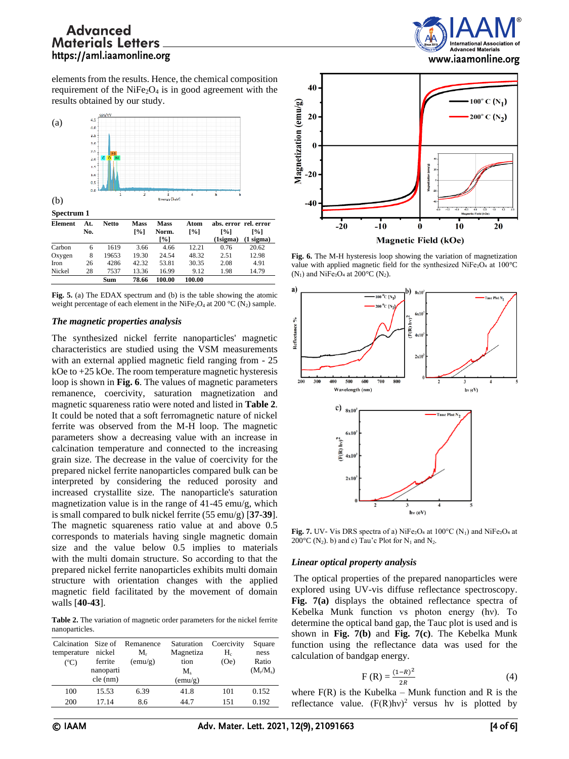elements from the results. Hence, the chemical composition requirement of the $NiFe_2O_4$ is in good agreement with the results obtained by our study.

(a)

(b)

**Spectrum 1**

| Element | At. No. | Netto | Mass [%] | Mass Norm. [%] | Atom [%] | abs. error [%] (1sigma) | rel. error [%] (1 sigma) |
|---|---|---|---|---|---|---|---|
| Carbon | 6 | 1619 | 3.66 | 4.66 | 12.21 | 0.76 | 20.62 |
| Oxygen | 8 | 19653 | 19.30 | 24.54 | 48.32 | 2.51 | 12.98 |
| Iron | 26 | 4286 | 42.32 | 53.81 | 30.35 | 2.08 | 4.91 |
| Nickel | 28 | 7537 | 13.36 | 16.99 | 9.12 | 1.98 | 14.79 |
| | | Sum | 78.66 | 100.00 | 100.00 | | |

**Fig. 5.** (a) The EDAX spectrum and (b) is the table showing the atomic weight percentage of each element in the $NiFe_2O_4$ at 200 °C ($N_2$) sample.

### *The magnetic properties analysis*

The synthesized nickel ferrite nanoparticles' magnetic characteristics are studied using the VSM measurements with an external applied magnetic field ranging from - 25 kOe to +25 kOe. The room temperature magnetic hysteresis loop is shown in **Fig. 6**. The values of magnetic parameters remanence, coercivity, saturation magnetization and magnetic squareness ratio were noted and listed in **Table 2**. It could be noted that a soft ferromagnetic nature of nickel ferrite was observed from the M-H loop. The magnetic parameters show a decreasing value with an increase in calcination temperature and connected to the increasing grain size. The decrease in the value of coercivity for the prepared nickel ferrite nanoparticles compared bulk can be interpreted by considering the reduced porosity and increased crystallite size. The nanoparticle's saturation magnetization value is in the range of 41-45 emu/g, which is small compared to bulk nickel ferrite (55 emu/g) [**37-39**]. The magnetic squareness ratio value at and above 0.5 corresponds to materials having single magnetic domain size and the value below 0.5 implies to materials with the multi domain structure. So according to that the prepared nickel ferrite nanoparticles exhibits multi domain structure with orientation changes with the applied magnetic field facilitated by the movement of domain walls [**40-43**].

**Table 2.** The variation of magnetic order parameters for the nickel ferrite nanoparticles.

| Calcination temperature (°C) | Size of nickel ferrite nanoparticle (nm) | Remanence $M_r$ (emu/g) | Saturation Magnetization $M_s$ (emu/g) | Coercivity $H_c$ (Oe) | Squareness Ratio ($M_r/M_s$) |
|---|---|---|---|---|---|
| 100 | 15.53 | 6.39 | 41.8 | 101 | 0.152 |
| 200 | 17.14 | 8.6 | 44.7 | 151 | 0.192 |

**Fig. 6.** The M-H hysteresis loop showing the variation of magnetization value with applied magnetic field for the synthesized $NiFe_2O_4$ at 100°C ($N_1$) and $NiFe_2O_4$ at 200°C ($N_2$).

**Fig. 7.** UV- Vis DRS spectra of a) $NiFe_2O_4$ at 100°C ($N_1$) and $NiFe_2O_4$ at 200°C ($N_2$). b) and c) Tau'c Plot for $N_1$ and $N_2$.

### *Linear optical property analysis*

The optical properties of the prepared nanoparticles were explored using UV-vis diffuse reflectance spectroscopy. **Fig. 7(a)** displays the obtained reflectance spectra of Kebelka Munk function vs photon energy (hν). To determine the optical band gap, the Tauc plot is used and is shown in **Fig. 7(b)** and **Fig. 7(c)**. The Kebelka Munk function using the reflectance data was used for the calculation of bandgap energy.

$$F(R) = \frac{(1-R)^2}{2R} \tag{4}$$

where F(R) is the Kubelka – Munk function and R is the reflectance value. $(F(R)h\nu)^2$ versus hν is plotted by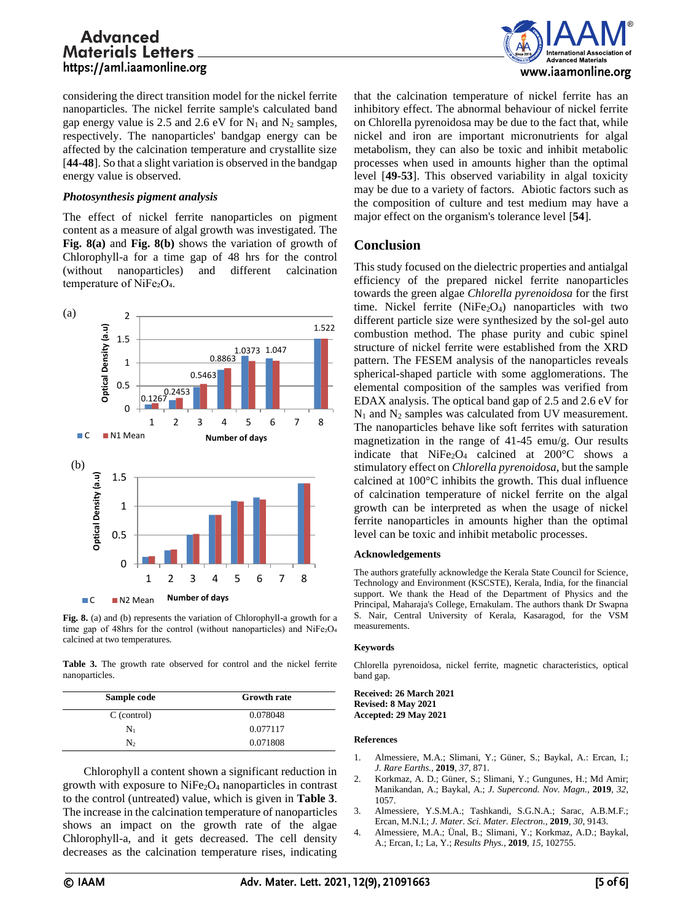considering the direct transition model for the nickel ferrite nanoparticles. The nickel ferrite sample's calculated band gap energy value is 2.5 and 2.6 eV for $N_1$ and $N_2$ samples, respectively. The nanoparticles' bandgap energy can be affected by the calcination temperature and crystallite size [**44-48**]. So that a slight variation is observed in the bandgap energy value is observed.

### *Photosynthesis pigment analysis*

The effect of nickel ferrite nanoparticles on pigment content as a measure of algal growth was investigated. The **Fig. 8(a)** and **Fig. 8(b)** shows the variation of growth of Chlorophyll-a for a time gap of 48 hrs for the control (without nanoparticles) and different calcination temperature of $NiFe_2O_4$.

**Fig. 8.** (a) and (b) represents the variation of Chlorophyll-a growth for a time gap of 48hrs for the control (without nanoparticles) and $NiFe_2O_4$ calcined at two temperatures.

**Table 3.** The growth rate observed for control and the nickel ferrite nanoparticles.

| Sample code | Growth rate |
|---|---|
| C (control) | 0.078048 |
| $N_1$ | 0.077117 |
| $N_2$ | 0.071808 |

Chlorophyll a content shown a significant reduction in growth with exposure to $NiFe_2O_4$ nanoparticles in contrast to the control (untreated) value, which is given in **Table 3**. The increase in the calcination temperature of nanoparticles shows an impact on the growth rate of the algae Chlorophyll-a, and it gets decreased. The cell density decreases as the calcination temperature rises, indicating that the calcination temperature of nickel ferrite has an inhibitory effect. The abnormal behaviour of nickel ferrite on Chlorella pyrenoidosa may be due to the fact that, while nickel and iron are important micronutrients for algal metabolism, they can also be toxic and inhibit metabolic processes when used in amounts higher than the optimal level [**49-53**]. This observed variability in algal toxicity may be due to a variety of factors. Abiotic factors such as the composition of culture and test medium may have a major effect on the organism's tolerance level [**54**].

## Conclusion

This study focused on the dielectric properties and antialgal efficiency of the prepared nickel ferrite nanoparticles towards the green algae *Chlorella pyrenoidosa* for the first time. Nickel ferrite ($NiFe_2O_4$) nanoparticles with two different particle size were synthesized by the sol-gel auto combustion method. The phase purity and cubic spinel structure of nickel ferrite were established from the XRD pattern. The FESEM analysis of the nanoparticles reveals spherical-shaped particle with some agglomerations. The elemental composition of the samples was verified from EDAX analysis. The optical band gap of 2.5 and 2.6 eV for $N_1$ and $N_2$ samples was calculated from UV measurement. The nanoparticles behave like soft ferrites with saturation magnetization in the range of 41-45 emu/g. Our results indicate that $NiFe_2O_4$ calcined at 200°C shows a stimulatory effect on *Chlorella pyrenoidosa*, but the sample calcined at 100°C inhibits the growth. This dual influence of calcination temperature of nickel ferrite on the algal growth can be interpreted as when the usage of nickel ferrite nanoparticles in amounts higher than the optimal level can be toxic and inhibit metabolic processes.

#### Acknowledgements

The authors gratefully acknowledge the Kerala State Council for Science, Technology and Environment (KSCSTE), Kerala, India, for the financial support. We thank the Head of the Department of Physics and the Principal, Maharaja's College, Ernakulam. The authors thank Dr Swapna S. Nair, Central University of Kerala, Kasaragod, for the VSM measurements.

#### Keywords

Chlorella pyrenoidosa, nickel ferrite, magnetic characteristics, optical band gap.

**Received: 26 March 2021**
**Revised: 8 May 2021**
**Accepted: 29 May 2021**

#### References

1. Almessiere, M.A.; Slimani, Y.; Güner, S.; Baykal, A.: Ercan, I.; *J. Rare Earths.*, **2019**, *37*, 871.
2. Korkmaz, A. D.; Güner, S.; Slimani, Y.; Gungunes, H.; Md Amir; Manikandan, A.; Baykal, A.; *J. Supercond. Nov. Magn.*, **2019**, *32*, 1057.
3. Almessiere, Y.S.M.A.; Tashkandi, S.G.N.A.; Sarac, A.B.M.F.; Ercan, M.N.I.; *J. Mater. Sci. Mater. Electron.*, **2019**, *30*, 9143.
4. Almessiere, M.A.; Ünal, B.; Slimani, Y.; Korkmaz, A.D.; Baykal, A.; Ercan, I.; La, Y.; *Results Phys.*, **2019**, *15*, 102755.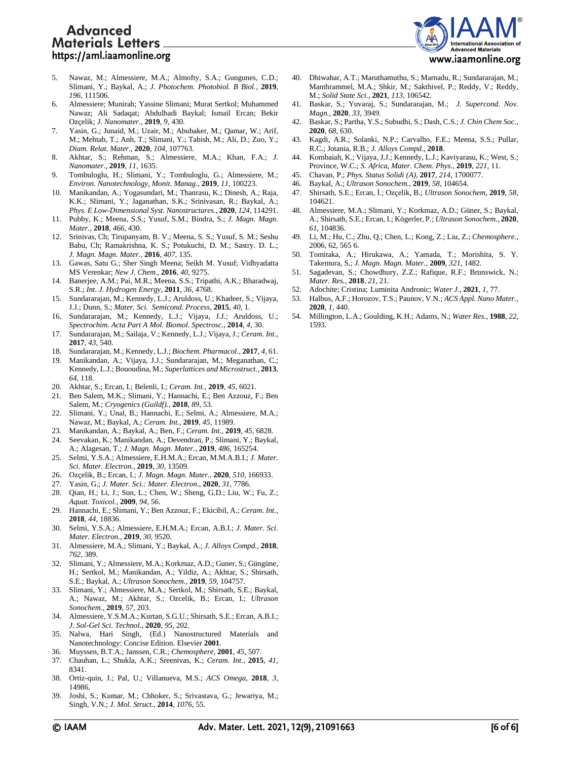5. Nawaz, M.; Almessiere, M.A.; Almofty, S.A.; Gungunes, C.D.; Slimani, Y.; Baykal, A.; *J. Photochem. Photobiol. B Biol.*, **2019**, *196*, 111506.
6. Almessiere; Munirah; Yassine Slimani; Murat Sertkol; Muhammed Nawaz; Ali Sadaqat; Abdulhadi Baykal; Ismail Ercan; Bekir Ozçelik; *J. Nanomater.*, **2019**, *9*, 430.
7. Yasin, G.; Junaid, M.; Uzair, M.; Abubaker, M.; Qamar, W.; Arif, M.; Mehtab, T.; Anh, T.; Slimani, Y.; Tabish, M.; Ali, D.; Zuo, Y.; *Diam. Relat. Mater.*, **2020**, *104*, 107763.
8. Akhtar, S.; Rehman, S.; Almessiere, M.A.; Khan, F.A.; *J. Nanomater.*, **2019**, *11*, 1635.
9. Tombuloglu, H.; Slimani, Y.; Tombuloglu, G.; Almessiere, M.; *Environ. Nanotechnology, Monit. Manag.*, **2019**, *11*, 100223.
10. Manikandan, A.; Yogasundari, M.; Thanrasu, K.; Dinesh, A.; Raja, K.K.; Slimani, Y.; Jaganathan, S.K.; Srinivasan, R.; Baykal, A.; *Phys. E Low-Dimensional Syst. Nanostructures.*, **2020**, *124*, 114291.
11. Pubby, K.; Meena, S.S.; Yusuf, S.M.; Bindra, S.; *J. Magn. Magn. Mater.*, **2018**, *466*, 430.
12. Srinivas, Ch; Tirupanyam, B. V.; Meena, S. S.; Yusuf, S. M.; Seshu Babu, Ch; Ramakrishna, K. S.; Potukuchi, D. M.; Sastry. D. L.; *J. Magn. Magn. Mater.*, **2016**, *407*, 135.
13. Gawas, Satu G.; Sher Singh Meena; Seikh M. Yusuf; Vidhyadatta MS Verenkar; *New J. Chem.*, **2016**, *40*, 9275.
14. Banerjee, A.M.; Pai, M.R.; Meena, S.S.; Tripathi, A.K.; Bharadwaj, S.R.; *Int. J. Hydrogen Energy*, **2011**, *36*, 4768.
15. Sundararajan, M.; Kennedy, L.J.; Aruldoss, U.; Khadeer, S.; Vijaya, J.J.; Dunn, S.; *Mater. Sci. Semicond. Process*, **2015**, *40*, 1.
16. Sundararajan, M.; Kennedy, L.J.; Vijaya, J.J.; Aruldoss, U.; *Spectrochim. Acta Part A Mol. Biomol. Spectrosc.*, **2014**, *4*, 30.
17. Sundararajan, M.; Sailaja, V.; Kennedy, L.J.; Vijaya, J.; *Ceram. Int.*, **2017**, *43*, 540.
18. Sundararajan, M.; Kennedy, L.J.; *Biochem. Pharmacol.*, **2017**, *4*, 61.
19. Manikandan, A.; Vijaya, J.J.; Sundararajan, M.; Meganathan, C.; Kennedy, L.J.; Bououdina, M.; *Superlattices and Microstruct.*, **2013**, *64*, 118.
20. Akhtar, S.; Ercan, I.; Belenli, I.; *Ceram. Int.*, **2019**, *45*, 6021.
21. Ben Salem, M.K.; Slimani, Y.; Hannachi, E.; Ben Azzouz, F.; Ben Salem, M.; *Cryogenics (Guildf).*, **2018**, *89*, 53.
22. Slimani, Y.; Unal, B.; Hannachi, E.; Selmi, A.; Almessiere, M.A.; Nawaz, M.; Baykal, A.; *Ceram. Int.*, **2019**, *45*, 11989.
23. Manikandan, A.; Baykal, A.; Ben, F.; *Ceram. Int.*, **2019**, *45*, 6828.
24. Seevakan, K.; Manikandan, A.; Devendran, P.; Slimani, Y.; Baykal, A.; Alagesan, T.; *J. Magn. Magn. Mater.*, **2019**, *486*, 165254.
25. Selmi, Y.S.A.; Almessiere, E.H.M.A.; Ercan, M.M.A.B.I.; *J. Mater. Sci. Mater. Electron.*, **2019**, *30*, 13509.
26. Ozçelik, B.; Ercan, I.; *J. Magn. Magn. Mater.*, **2020**, *510*, 166933.
27. Yasin, G.; *J. Mater. Sci.: Mater. Electron*., **2020**, *31*, 7786.
28. Qian, H.; Li, J.; Sun, L.; Chen, W.; Sheng, G.D.; Liu, W.; Fu, Z.; *Aquat. Toxicol.*, **2009**, *94*, 56.
29. Hannachi, E.; Slimani, Y.; Ben Azzouz, F.; Ekicibil, A.; *Ceram. Int.*, **2018**, *44*, 18836.
30. Selmi, Y.S.A.; Almessiere, E.H.M.A.; Ercan, A.B.I.; *J. Mater. Sci. Mater. Electron.*, **2019**, *30*, 9520.
31. Almessiere, M.A.; Slimani, Y.; Baykal, A.; *J. Alloys Compd.*, **2018**, *762*, 389.
32. Slimani, Y.; Almessiere, M.A.; Korkmaz, A.D.; Guner, S.; Güngüne, H.; Sertkol, M.; Manikandan, A.; Yildiz, A.; Akhtar, S.; Shirsath, S.E.; Baykal, A.; *Ultrason Sonochem.*, **2019**, *59*, 104757.
33. Slimani, Y.; Almessiere, M.A.; Sertkol, M.; Shirsath, S.E.; Baykal, A.; Nawaz, M.; Akhtar, S.; Ozcelik, B.; Ercan, I.; *Ultrason Sonochem.*, **2019**, *57*, 203.
34. Almessiere, Y.S.M.A.; Kurtan, S.G.U.; Shirsath, S.E.; Ercan, A.B.I.; *J. Sol-Gel Sci. Technol.*, **2020**, *95*, 202.
35. Nalwa, Hari Singh, (Ed.) Nanostructured Materials and Nanotechnology: Concise Edition. Elsevier **2001**.
36. Muyssen, B.T.A.; Janssen, C.R.; *Chemosphere*, **2001**, *45*, 507.
37. Chauhan, L.; Shukla, A.K.; Sreenivas, K.; *Ceram. Int.*, **2015**, *41*, 8341.
38. Ortiz-quin, J.; Pal, U.; Villanueva, M.S.; *ACS Omega*, **2018**, *3*, 14986.
39. Joshi, S.; Kumar, M.; Chhoker, S.; Srivastava, G.; Jewariya, M.; Singh, V.N.; *J. Mol. Struct.*, **2014**, *1076*, 55.
40. Dhiwahar, A.T.; Maruthamuthu, S.; Marnadu, R.; Sundararajan, M.; Manthrammel, M.A.; Shkir, M.; Sakthivel, P.; Reddy, V.; Reddy, M.; *Solid State Sci.*, **2021**, *113*, 106542.
41. Baskar, S.; Yuvaraj, S.; Sundararajan, M.; *J. Supercond. Nov. Magn.*, **2020**, *33*, 3949.
42. Baskar, S.; Partha, Y.S.; Subudhi, S.; Dash, C.S.; *J. Chin Chem Soc.*, **2020**, *68*, 630.
43. Kagdi, A.R.; Solanki, N.P.; Carvalho, F.E.; Meena, S.S.; Pullar, R.C.; Jotania, R.B.; *J. Alloys Compd.*, **2018**.
44. Kombaiah, K.; Vijaya, J.J.; Kennedy, L.J.; Kaviyarasu, K.; West, S.; Province, W.C.; *S. Africa, Mater. Chem. Phys.*, **2019**, *221*, 11.
45. Chavan, P.; *Phys. Status Solidi (A)*, **2017**, *214*, 1700077.
46. Baykal, A.; *Ultrason Sonochem.*, **2019**, *58*, 104654.
47. Shirsath, S.E.; Ercan, İ.; Ozçelik, B.; *Ultrason Sonochem*, **2019**, *58*, 104621.
48. Almessiere, M.A.; Slimani, Y.; Korkmaz, A.D.; Güner, S.; Baykal, A.; Shirsath, S.E.; Ercan, I.; Kögerler, P.; *Ultrason Sonochem.*, **2020**, *61*, 104836.
49. Li, M.; Hu, C.; Zhu, Q.; Chen, L.; Kong, Z.; Liu, Z.; *Chemosphere.*, 2006, 62, 565 6.
50. Tomitaka, A.; Hirukawa, A.; Yamada, T.; Morishita, S. Y. Takemura, S.; *J. Magn. Magn. Mater.*, **2009**, *321*, 1482.
51. Sagadevan, S.; Chowdhury, Z.Z.; Rafique, R.F.; Brunswick, N.; *Mater. Res.*, **2018**, *21*, 21.
52. Adochite; Cristina; Luminita Andronic; *Water J.*, **2021**, *1*, 77.
53. Halbus, A.F.; Horozov, T.S.; Paunov, V.N.; *ACS Appl. Nano Mater.*, **2020**, *1*, 440.
54. Millington, L.A.; Goulding, K.H.; Adams, N.; *Water Res.*, **1988**, *22*, 1593.